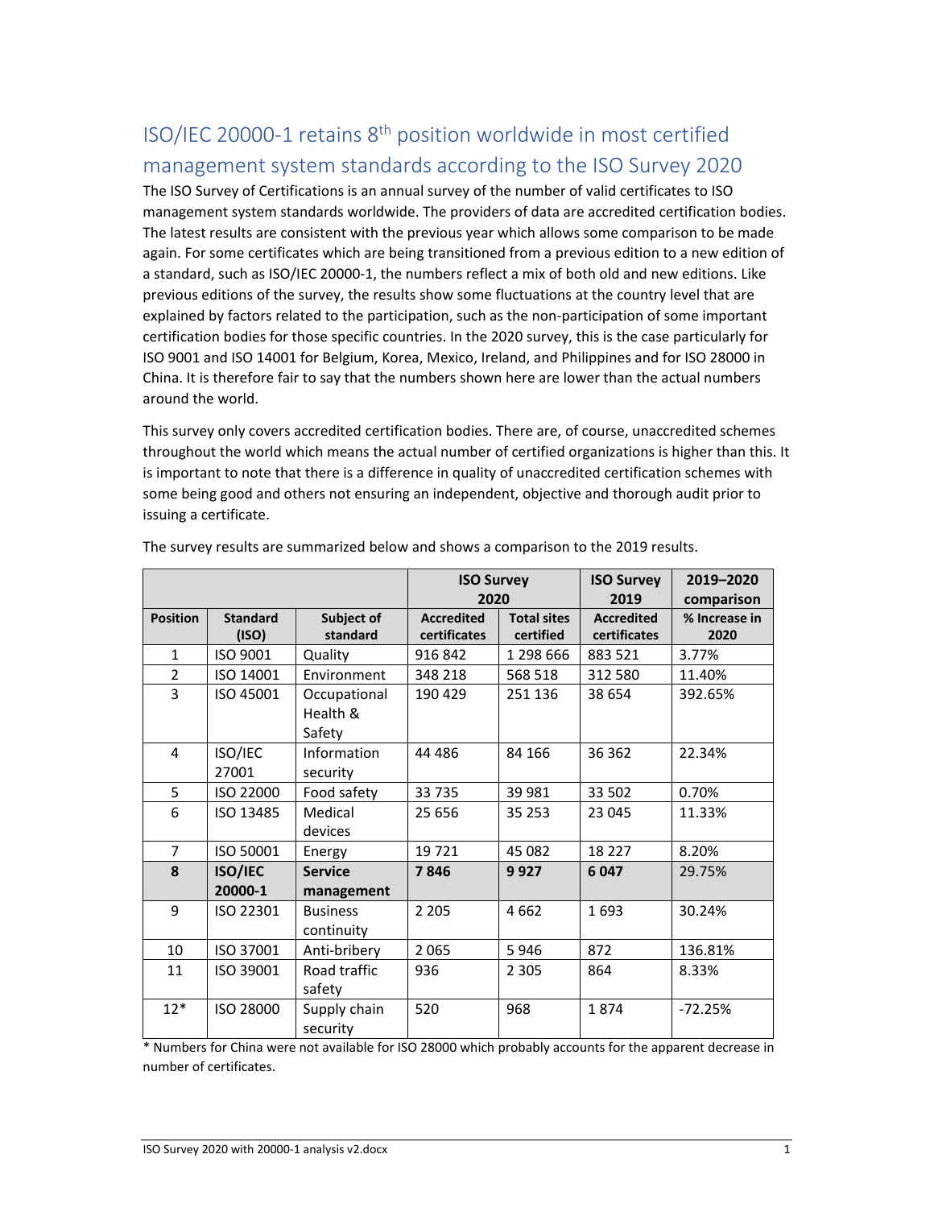# ISO/IEC 20000-1 retains 8th position worldwide in most certified management system standards according to the ISO Survey 2020

The ISO Survey of Certifications is an annual survey of the number of valid certificates to ISO management system standards worldwide. The providers of data are accredited certification bodies. The latest results are consistent with the previous year which allows some comparison to be made again. For some certificates which are being transitioned from a previous edition to a new edition of a standard, such as ISO/IEC 20000-1, the numbers reflect a mix of both old and new editions. Like previous editions of the survey, the results show some fluctuations at the country level that are explained by factors related to the participation, such as the non-participation of some important certification bodies for those specific countries. In the 2020 survey, this is the case particularly for ISO 9001 and ISO 14001 for Belgium, Korea, Mexico, Ireland, and Philippines and for ISO 28000 in China. It is therefore fair to say that the numbers shown here are lower than the actual numbers around the world.

This survey only covers accredited certification bodies. There are, of course, unaccredited schemes throughout the world which means the actual number of certified organizations is higher than this. It is important to note that there is a difference in quality of unaccredited certification schemes with some being good and others not ensuring an independent, objective and thorough audit prior to issuing a certificate.

The survey results are summarized below and shows a comparison to the 2019 results.

| | | | ISO Survey 2020 | | ISO Survey 2019 | 2019–2020 comparison |
|---|---|---|---|---|---|---|
| **Position** | **Standard (ISO)** | **Subject of standard** | **Accredited certificates** | **Total sites certified** | **Accredited certificates** | **% Increase in 2020** |
| 1 | ISO 9001 | Quality | 916 842 | 1 298 666 | 883 521 | 3.77% |
| 2 | ISO 14001 | Environment | 348 218 | 568 518 | 312 580 | 11.40% |
| 3 | ISO 45001 | Occupational Health & Safety | 190 429 | 251 136 | 38 654 | 392.65% |
| 4 | ISO/IEC 27001 | Information security | 44 486 | 84 166 | 36 362 | 22.34% |
| 5 | ISO 22000 | Food safety | 33 735 | 39 981 | 33 502 | 0.70% |
| 6 | ISO 13485 | Medical devices | 25 656 | 35 253 | 23 045 | 11.33% |
| 7 | ISO 50001 | Energy | 19 721 | 45 082 | 18 227 | 8.20% |
| **8** | **ISO/IEC 20000-1** | **Service management** | **7 846** | **9 927** | **6 047** | 29.75% |
| 9 | ISO 22301 | Business continuity | 2 205 | 4 662 | 1 693 | 30.24% |
| 10 | ISO 37001 | Anti-bribery | 2 065 | 5 946 | 872 | 136.81% |
| 11 | ISO 39001 | Road traffic safety | 936 | 2 305 | 864 | 8.33% |
| 12* | ISO 28000 | Supply chain security | 520 | 968 | 1 874 | -72.25% |

\* Numbers for China were not available for ISO 28000 which probably accounts for the apparent decrease in number of certificates.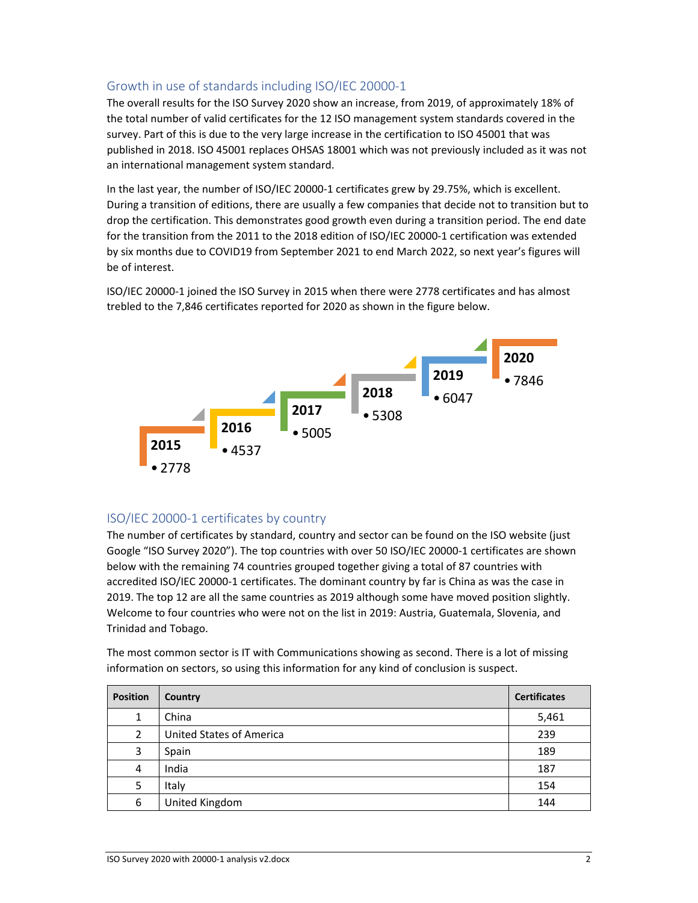## Growth in use of standards including ISO/IEC 20000-1

The overall results for the ISO Survey 2020 show an increase, from 2019, of approximately 18% of the total number of valid certificates for the 12 ISO management system standards covered in the survey. Part of this is due to the very large increase in the certification to ISO 45001 that was published in 2018. ISO 45001 replaces OHSAS 18001 which was not previously included as it was not an international management system standard.

In the last year, the number of ISO/IEC 20000-1 certificates grew by 29.75%, which is excellent. During a transition of editions, there are usually a few companies that decide not to transition but to drop the certification. This demonstrates good growth even during a transition period. The end date for the transition from the 2011 to the 2018 edition of ISO/IEC 20000-1 certification was extended by six months due to COVID19 from September 2021 to end March 2022, so next year's figures will be of interest.

ISO/IEC 20000-1 joined the ISO Survey in 2015 when there were 2778 certificates and has almost trebled to the 7,846 certificates reported for 2020 as shown in the figure below.

**2015**
- 2778

**2016**
- 4537

**2017**
- 5005

**2018**
- 5308

**2019**
- 6047

**2020**
- 7846

## ISO/IEC 20000-1 certificates by country

The number of certificates by standard, country and sector can be found on the ISO website (just Google "ISO Survey 2020"). The top countries with over 50 ISO/IEC 20000-1 certificates are shown below with the remaining 74 countries grouped together giving a total of 87 countries with accredited ISO/IEC 20000-1 certificates. The dominant country by far is China as was the case in 2019. The top 12 are all the same countries as 2019 although some have moved position slightly. Welcome to four countries who were not on the list in 2019: Austria, Guatemala, Slovenia, and Trinidad and Tobago.

The most common sector is IT with Communications showing as second. There is a lot of missing information on sectors, so using this information for any kind of conclusion is suspect.

| Position | Country | Certificates |
|---|---|---|
| 1 | China | 5,461 |
| 2 | United States of America | 239 |
| 3 | Spain | 189 |
| 4 | India | 187 |
| 5 | Italy | 154 |
| 6 | United Kingdom | 144 |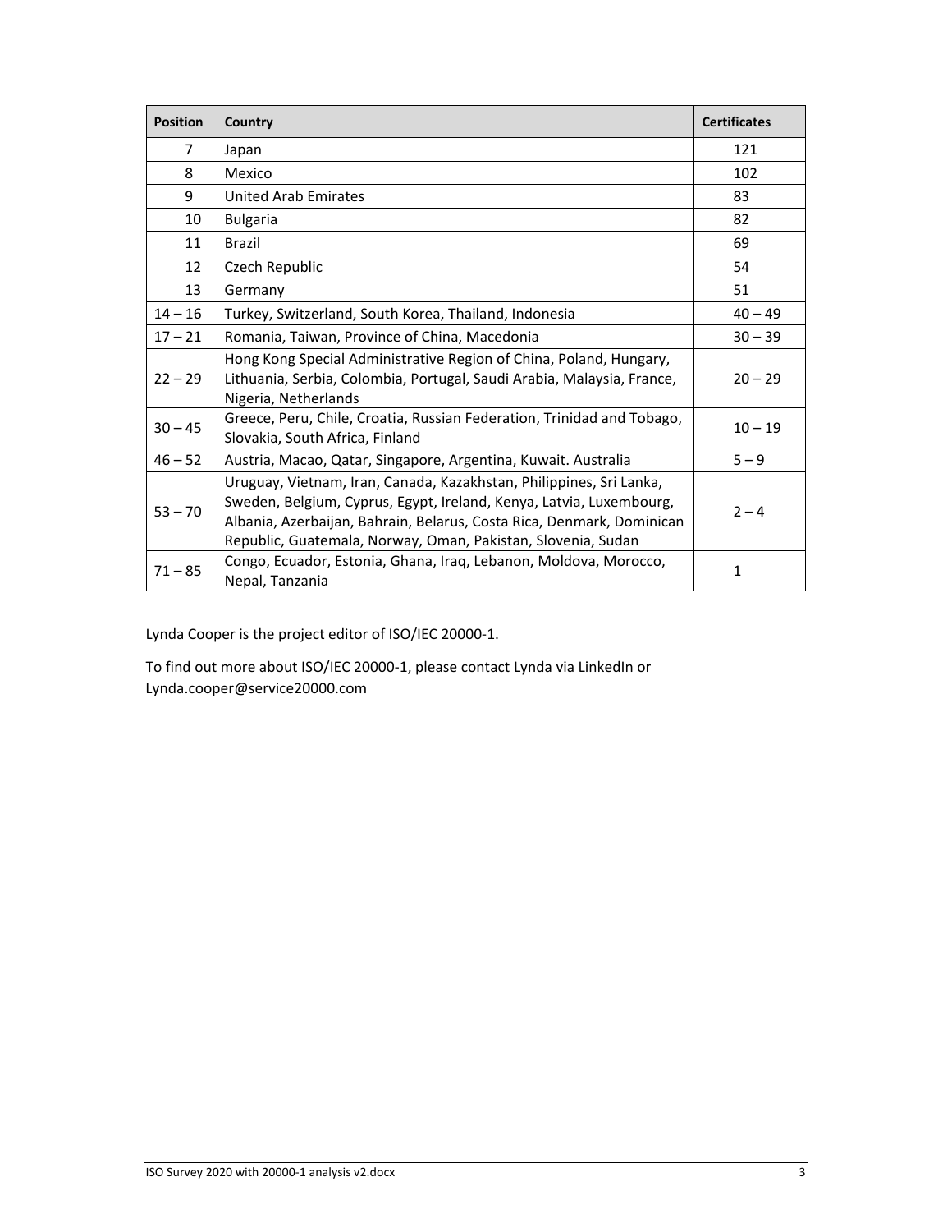| Position | Country | Certificates |
| --- | --- | --- |
| 7 | Japan | 121 |
| 8 | Mexico | 102 |
| 9 | United Arab Emirates | 83 |
| 10 | Bulgaria | 82 |
| 11 | Brazil | 69 |
| 12 | Czech Republic | 54 |
| 13 | Germany | 51 |
| 14 – 16 | Turkey, Switzerland, South Korea, Thailand, Indonesia | 40 – 49 |
| 17 – 21 | Romania, Taiwan, Province of China, Macedonia | 30 – 39 |
| 22 – 29 | Hong Kong Special Administrative Region of China, Poland, Hungary, Lithuania, Serbia, Colombia, Portugal, Saudi Arabia, Malaysia, France, Nigeria, Netherlands | 20 – 29 |
| 30 – 45 | Greece, Peru, Chile, Croatia, Russian Federation, Trinidad and Tobago, Slovakia, South Africa, Finland | 10 – 19 |
| 46 – 52 | Austria, Macao, Qatar, Singapore, Argentina, Kuwait. Australia | 5 – 9 |
| 53 – 70 | Uruguay, Vietnam, Iran, Canada, Kazakhstan, Philippines, Sri Lanka, Sweden, Belgium, Cyprus, Egypt, Ireland, Kenya, Latvia, Luxembourg, Albania, Azerbaijan, Bahrain, Belarus, Costa Rica, Denmark, Dominican Republic, Guatemala, Norway, Oman, Pakistan, Slovenia, Sudan | 2 – 4 |
| 71 – 85 | Congo, Ecuador, Estonia, Ghana, Iraq, Lebanon, Moldova, Morocco, Nepal, Tanzania | 1 |

Lynda Cooper is the project editor of ISO/IEC 20000-1.

To find out more about ISO/IEC 20000-1, please contact Lynda via LinkedIn or Lynda.cooper@service20000.com